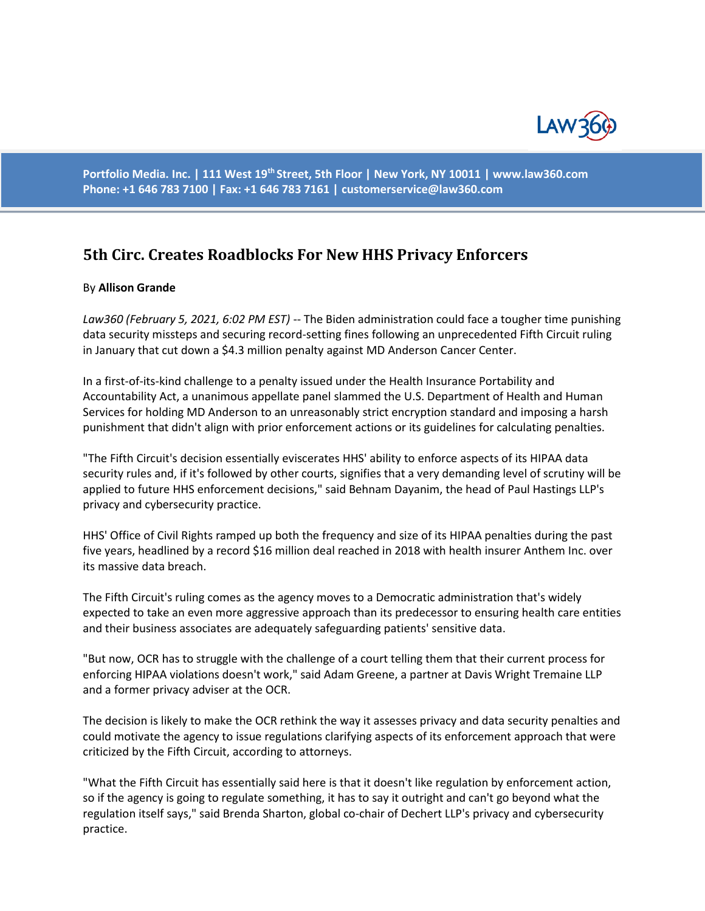Portfolio Media. Inc. | 111 West 19th Street, 5th Floor | New York, NY 10011 | www.law360.com
Phone: +1 646 783 7100 | Fax: +1 646 783 7161 | customerservice@law360.com

# 5th Circ. Creates Roadblocks For New HHS Privacy Enforcers

By **Allison Grande**

*Law360 (February 5, 2021, 6:02 PM EST)* -- The Biden administration could face a tougher time punishing data security missteps and securing record-setting fines following an unprecedented Fifth Circuit ruling in January that cut down a $4.3 million penalty against MD Anderson Cancer Center.

In a first-of-its-kind challenge to a penalty issued under the Health Insurance Portability and Accountability Act, a unanimous appellate panel slammed the U.S. Department of Health and Human Services for holding MD Anderson to an unreasonably strict encryption standard and imposing a harsh punishment that didn't align with prior enforcement actions or its guidelines for calculating penalties.

"The Fifth Circuit's decision essentially eviscerates HHS' ability to enforce aspects of its HIPAA data security rules and, if it's followed by other courts, signifies that a very demanding level of scrutiny will be applied to future HHS enforcement decisions," said Behnam Dayanim, the head of Paul Hastings LLP's privacy and cybersecurity practice.

HHS' Office of Civil Rights ramped up both the frequency and size of its HIPAA penalties during the past five years, headlined by a record $16 million deal reached in 2018 with health insurer Anthem Inc. over its massive data breach.

The Fifth Circuit's ruling comes as the agency moves to a Democratic administration that's widely expected to take an even more aggressive approach than its predecessor to ensuring health care entities and their business associates are adequately safeguarding patients' sensitive data.

"But now, OCR has to struggle with the challenge of a court telling them that their current process for enforcing HIPAA violations doesn't work," said Adam Greene, a partner at Davis Wright Tremaine LLP and a former privacy adviser at the OCR.

The decision is likely to make the OCR rethink the way it assesses privacy and data security penalties and could motivate the agency to issue regulations clarifying aspects of its enforcement approach that were criticized by the Fifth Circuit, according to attorneys.

"What the Fifth Circuit has essentially said here is that it doesn't like regulation by enforcement action, so if the agency is going to regulate something, it has to say it outright and can't go beyond what the regulation itself says," said Brenda Sharton, global co-chair of Dechert LLP's privacy and cybersecurity practice.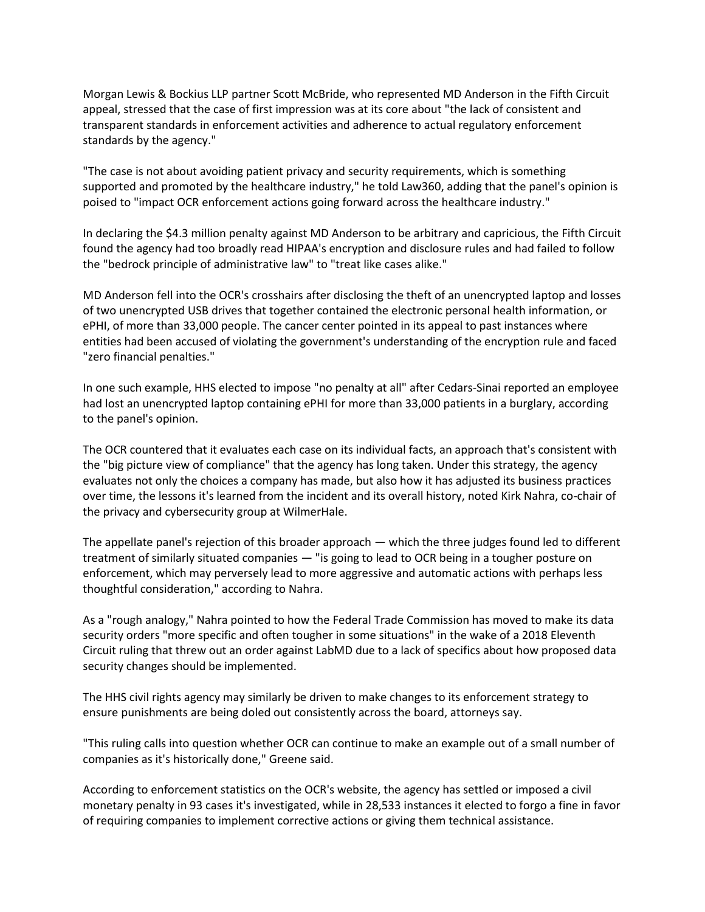Morgan Lewis & Bockius LLP partner Scott McBride, who represented MD Anderson in the Fifth Circuit appeal, stressed that the case of first impression was at its core about "the lack of consistent and transparent standards in enforcement activities and adherence to actual regulatory enforcement standards by the agency."

"The case is not about avoiding patient privacy and security requirements, which is something supported and promoted by the healthcare industry," he told Law360, adding that the panel's opinion is poised to "impact OCR enforcement actions going forward across the healthcare industry."

In declaring the $4.3 million penalty against MD Anderson to be arbitrary and capricious, the Fifth Circuit found the agency had too broadly read HIPAA's encryption and disclosure rules and had failed to follow the "bedrock principle of administrative law" to "treat like cases alike."

MD Anderson fell into the OCR's crosshairs after disclosing the theft of an unencrypted laptop and losses of two unencrypted USB drives that together contained the electronic personal health information, or ePHI, of more than 33,000 people. The cancer center pointed in its appeal to past instances where entities had been accused of violating the government's understanding of the encryption rule and faced "zero financial penalties."

In one such example, HHS elected to impose "no penalty at all" after Cedars-Sinai reported an employee had lost an unencrypted laptop containing ePHI for more than 33,000 patients in a burglary, according to the panel's opinion.

The OCR countered that it evaluates each case on its individual facts, an approach that's consistent with the "big picture view of compliance" that the agency has long taken. Under this strategy, the agency evaluates not only the choices a company has made, but also how it has adjusted its business practices over time, the lessons it's learned from the incident and its overall history, noted Kirk Nahra, co-chair of the privacy and cybersecurity group at WilmerHale.

The appellate panel's rejection of this broader approach — which the three judges found led to different treatment of similarly situated companies — "is going to lead to OCR being in a tougher posture on enforcement, which may perversely lead to more aggressive and automatic actions with perhaps less thoughtful consideration," according to Nahra.

As a "rough analogy," Nahra pointed to how the Federal Trade Commission has moved to make its data security orders "more specific and often tougher in some situations" in the wake of a 2018 Eleventh Circuit ruling that threw out an order against LabMD due to a lack of specifics about how proposed data security changes should be implemented.

The HHS civil rights agency may similarly be driven to make changes to its enforcement strategy to ensure punishments are being doled out consistently across the board, attorneys say.

"This ruling calls into question whether OCR can continue to make an example out of a small number of companies as it's historically done," Greene said.

According to enforcement statistics on the OCR's website, the agency has settled or imposed a civil monetary penalty in 93 cases it's investigated, while in 28,533 instances it elected to forgo a fine in favor of requiring companies to implement corrective actions or giving them technical assistance.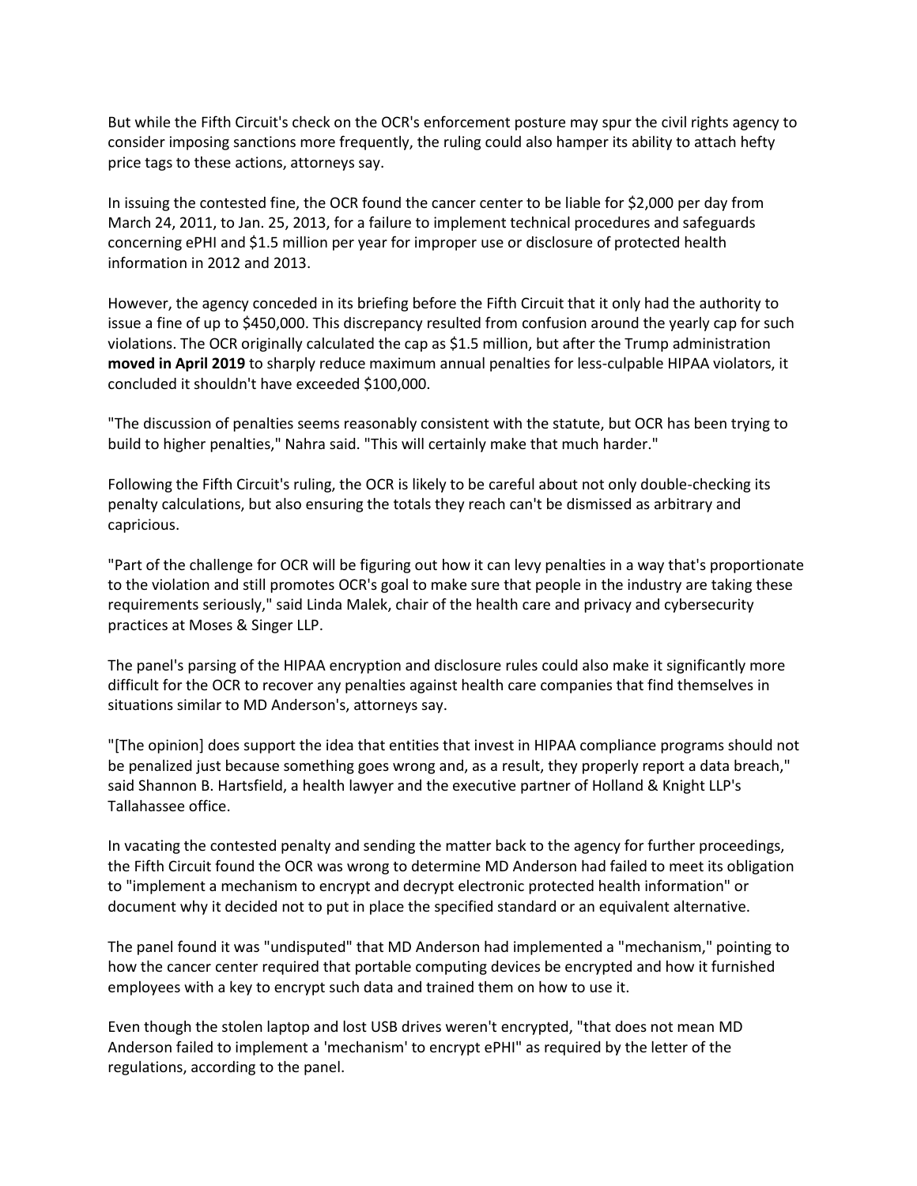But while the Fifth Circuit's check on the OCR's enforcement posture may spur the civil rights agency to consider imposing sanctions more frequently, the ruling could also hamper its ability to attach hefty price tags to these actions, attorneys say.

In issuing the contested fine, the OCR found the cancer center to be liable for $2,000 per day from March 24, 2011, to Jan. 25, 2013, for a failure to implement technical procedures and safeguards concerning ePHI and $1.5 million per year for improper use or disclosure of protected health information in 2012 and 2013.

However, the agency conceded in its briefing before the Fifth Circuit that it only had the authority to issue a fine of up to $450,000. This discrepancy resulted from confusion around the yearly cap for such violations. The OCR originally calculated the cap as $1.5 million, but after the Trump administration **moved in April 2019** to sharply reduce maximum annual penalties for less-culpable HIPAA violators, it concluded it shouldn't have exceeded $100,000.

"The discussion of penalties seems reasonably consistent with the statute, but OCR has been trying to build to higher penalties," Nahra said. "This will certainly make that much harder."

Following the Fifth Circuit's ruling, the OCR is likely to be careful about not only double-checking its penalty calculations, but also ensuring the totals they reach can't be dismissed as arbitrary and capricious.

"Part of the challenge for OCR will be figuring out how it can levy penalties in a way that's proportionate to the violation and still promotes OCR's goal to make sure that people in the industry are taking these requirements seriously," said Linda Malek, chair of the health care and privacy and cybersecurity practices at Moses & Singer LLP.

The panel's parsing of the HIPAA encryption and disclosure rules could also make it significantly more difficult for the OCR to recover any penalties against health care companies that find themselves in situations similar to MD Anderson's, attorneys say.

"[The opinion] does support the idea that entities that invest in HIPAA compliance programs should not be penalized just because something goes wrong and, as a result, they properly report a data breach," said Shannon B. Hartsfield, a health lawyer and the executive partner of Holland & Knight LLP's Tallahassee office.

In vacating the contested penalty and sending the matter back to the agency for further proceedings, the Fifth Circuit found the OCR was wrong to determine MD Anderson had failed to meet its obligation to "implement a mechanism to encrypt and decrypt electronic protected health information" or document why it decided not to put in place the specified standard or an equivalent alternative.

The panel found it was "undisputed" that MD Anderson had implemented a "mechanism," pointing to how the cancer center required that portable computing devices be encrypted and how it furnished employees with a key to encrypt such data and trained them on how to use it.

Even though the stolen laptop and lost USB drives weren't encrypted, "that does not mean MD Anderson failed to implement a 'mechanism' to encrypt ePHI" as required by the letter of the regulations, according to the panel.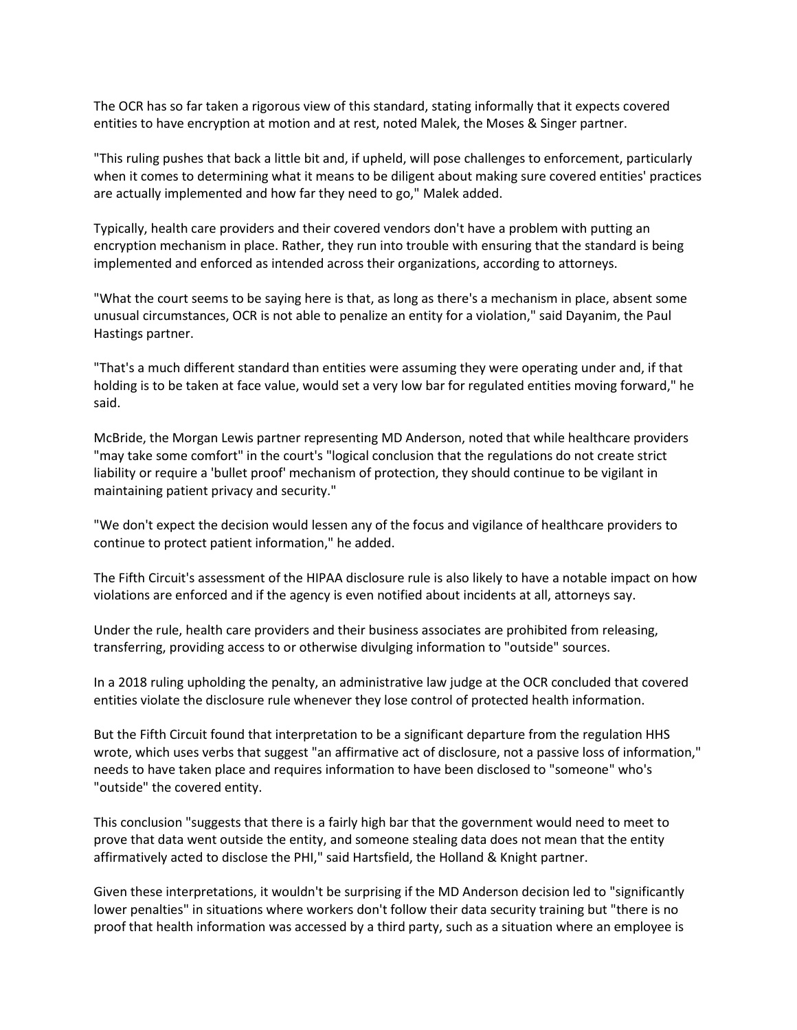The OCR has so far taken a rigorous view of this standard, stating informally that it expects covered entities to have encryption at motion and at rest, noted Malek, the Moses & Singer partner.

"This ruling pushes that back a little bit and, if upheld, will pose challenges to enforcement, particularly when it comes to determining what it means to be diligent about making sure covered entities' practices are actually implemented and how far they need to go," Malek added.

Typically, health care providers and their covered vendors don't have a problem with putting an encryption mechanism in place. Rather, they run into trouble with ensuring that the standard is being implemented and enforced as intended across their organizations, according to attorneys.

"What the court seems to be saying here is that, as long as there's a mechanism in place, absent some unusual circumstances, OCR is not able to penalize an entity for a violation," said Dayanim, the Paul Hastings partner.

"That's a much different standard than entities were assuming they were operating under and, if that holding is to be taken at face value, would set a very low bar for regulated entities moving forward," he said.

McBride, the Morgan Lewis partner representing MD Anderson, noted that while healthcare providers "may take some comfort" in the court's "logical conclusion that the regulations do not create strict liability or require a 'bullet proof' mechanism of protection, they should continue to be vigilant in maintaining patient privacy and security."

"We don't expect the decision would lessen any of the focus and vigilance of healthcare providers to continue to protect patient information," he added.

The Fifth Circuit's assessment of the HIPAA disclosure rule is also likely to have a notable impact on how violations are enforced and if the agency is even notified about incidents at all, attorneys say.

Under the rule, health care providers and their business associates are prohibited from releasing, transferring, providing access to or otherwise divulging information to "outside" sources.

In a 2018 ruling upholding the penalty, an administrative law judge at the OCR concluded that covered entities violate the disclosure rule whenever they lose control of protected health information.

But the Fifth Circuit found that interpretation to be a significant departure from the regulation HHS wrote, which uses verbs that suggest "an affirmative act of disclosure, not a passive loss of information," needs to have taken place and requires information to have been disclosed to "someone" who's "outside" the covered entity.

This conclusion "suggests that there is a fairly high bar that the government would need to meet to prove that data went outside the entity, and someone stealing data does not mean that the entity affirmatively acted to disclose the PHI," said Hartsfield, the Holland & Knight partner.

Given these interpretations, it wouldn't be surprising if the MD Anderson decision led to "significantly lower penalties" in situations where workers don't follow their data security training but "there is no proof that health information was accessed by a third party, such as a situation where an employee is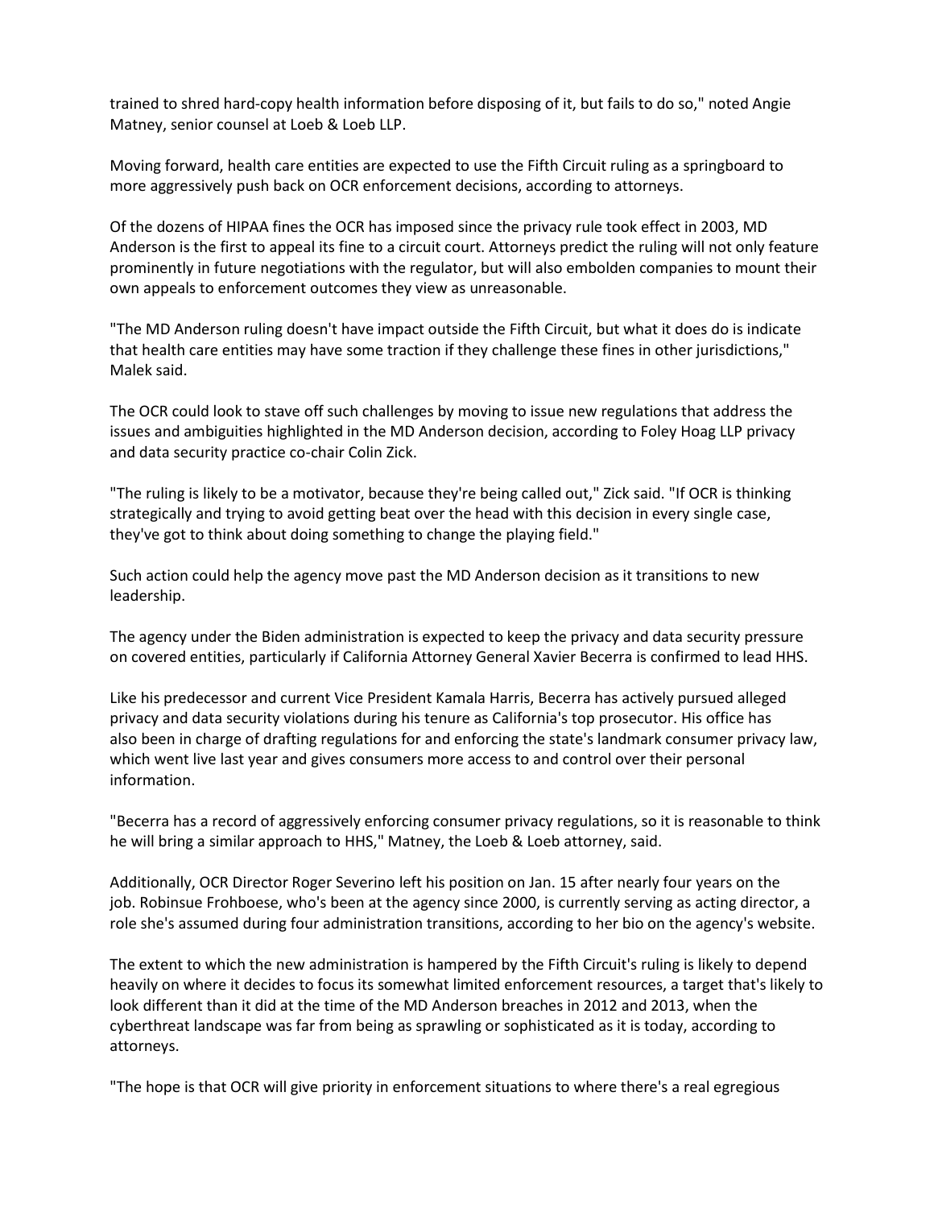trained to shred hard-copy health information before disposing of it, but fails to do so," noted Angie Matney, senior counsel at Loeb & Loeb LLP.

Moving forward, health care entities are expected to use the Fifth Circuit ruling as a springboard to more aggressively push back on OCR enforcement decisions, according to attorneys.

Of the dozens of HIPAA fines the OCR has imposed since the privacy rule took effect in 2003, MD Anderson is the first to appeal its fine to a circuit court. Attorneys predict the ruling will not only feature prominently in future negotiations with the regulator, but will also embolden companies to mount their own appeals to enforcement outcomes they view as unreasonable.

"The MD Anderson ruling doesn't have impact outside the Fifth Circuit, but what it does do is indicate that health care entities may have some traction if they challenge these fines in other jurisdictions," Malek said.

The OCR could look to stave off such challenges by moving to issue new regulations that address the issues and ambiguities highlighted in the MD Anderson decision, according to Foley Hoag LLP privacy and data security practice co-chair Colin Zick.

"The ruling is likely to be a motivator, because they're being called out," Zick said. "If OCR is thinking strategically and trying to avoid getting beat over the head with this decision in every single case, they've got to think about doing something to change the playing field."

Such action could help the agency move past the MD Anderson decision as it transitions to new leadership.

The agency under the Biden administration is expected to keep the privacy and data security pressure on covered entities, particularly if California Attorney General Xavier Becerra is confirmed to lead HHS.

Like his predecessor and current Vice President Kamala Harris, Becerra has actively pursued alleged privacy and data security violations during his tenure as California's top prosecutor. His office has also been in charge of drafting regulations for and enforcing the state's landmark consumer privacy law, which went live last year and gives consumers more access to and control over their personal information.

"Becerra has a record of aggressively enforcing consumer privacy regulations, so it is reasonable to think he will bring a similar approach to HHS," Matney, the Loeb & Loeb attorney, said.

Additionally, OCR Director Roger Severino left his position on Jan. 15 after nearly four years on the job. Robinsue Frohboese, who's been at the agency since 2000, is currently serving as acting director, a role she's assumed during four administration transitions, according to her bio on the agency's website.

The extent to which the new administration is hampered by the Fifth Circuit's ruling is likely to depend heavily on where it decides to focus its somewhat limited enforcement resources, a target that's likely to look different than it did at the time of the MD Anderson breaches in 2012 and 2013, when the cyberthreat landscape was far from being as sprawling or sophisticated as it is today, according to attorneys.

"The hope is that OCR will give priority in enforcement situations to where there's a real egregious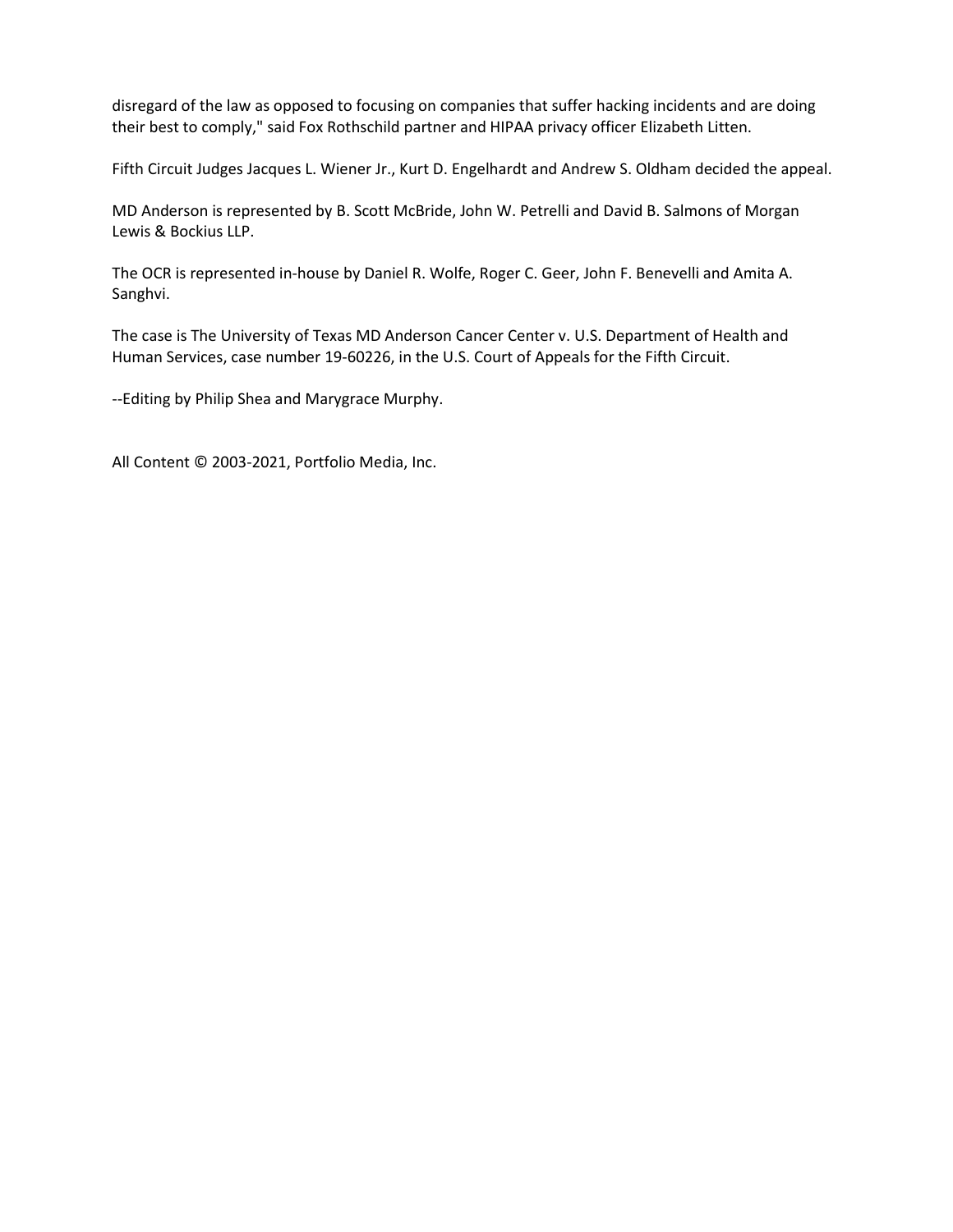disregard of the law as opposed to focusing on companies that suffer hacking incidents and are doing their best to comply," said Fox Rothschild partner and HIPAA privacy officer Elizabeth Litten.

Fifth Circuit Judges Jacques L. Wiener Jr., Kurt D. Engelhardt and Andrew S. Oldham decided the appeal.

MD Anderson is represented by B. Scott McBride, John W. Petrelli and David B. Salmons of Morgan Lewis & Bockius LLP.

The OCR is represented in-house by Daniel R. Wolfe, Roger C. Geer, John F. Benevelli and Amita A. Sanghvi.

The case is The University of Texas MD Anderson Cancer Center v. U.S. Department of Health and Human Services, case number 19-60226, in the U.S. Court of Appeals for the Fifth Circuit.

--Editing by Philip Shea and Marygrace Murphy.

All Content © 2003-2021, Portfolio Media, Inc.